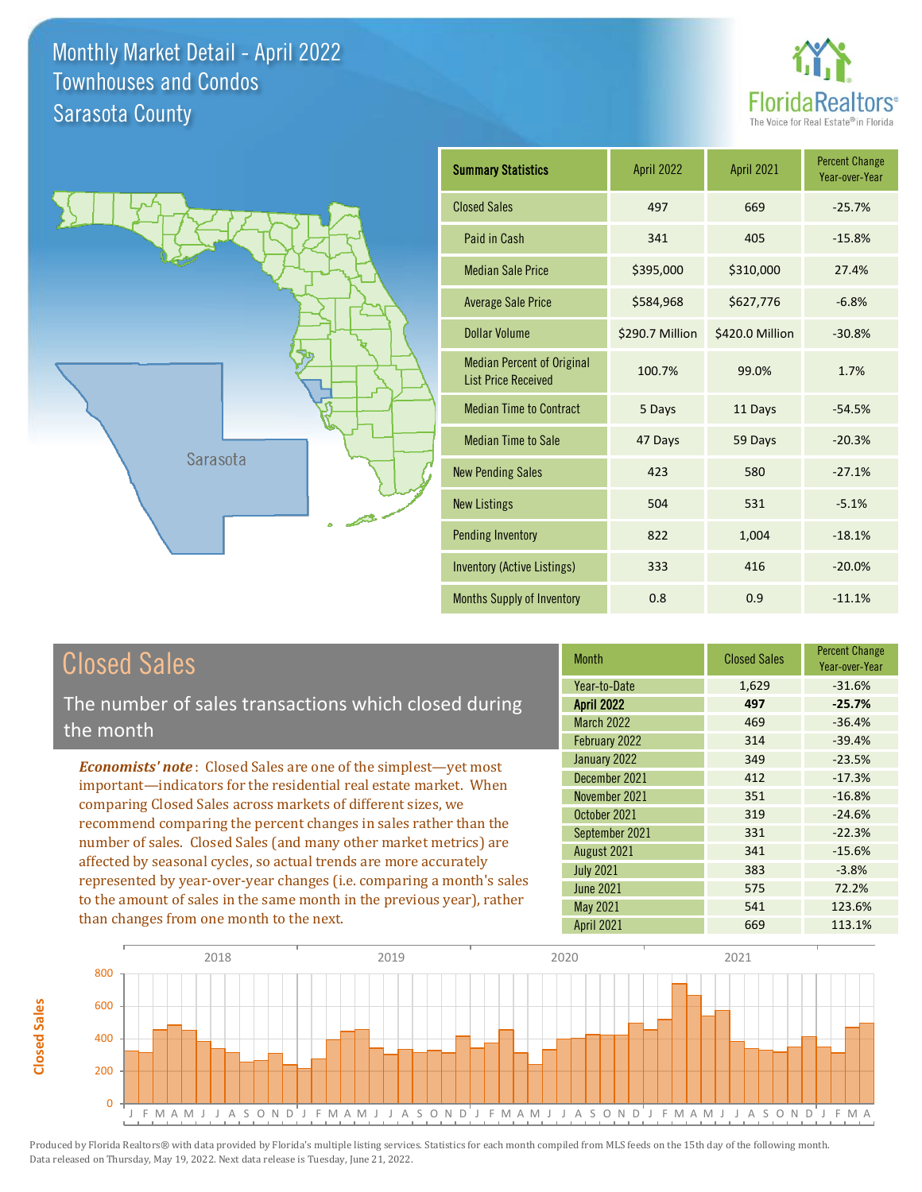# Monthly Market Detail - April 2022
## Townhouses and Condos
## Sarasota County

FloridaRealtors®
The Voice for Real Estate® in Florida

| Summary Statistics | April 2022 | April 2021 | Percent Change Year-over-Year |
|---|---|---|---|
| Closed Sales | 497 | 669 | -25.7% |
| Paid in Cash | 341 | 405 | -15.8% |
| Median Sale Price | $395,000 | $310,000 | 27.4% |
| Average Sale Price | $584,968 | $627,776 | -6.8% |
| Dollar Volume | $290.7 Million | $420.0 Million | -30.8% |
| Median Percent of Original List Price Received | 100.7% | 99.0% | 1.7% |
| Median Time to Contract | 5 Days | 11 Days | -54.5% |
| Median Time to Sale | 47 Days | 59 Days | -20.3% |
| New Pending Sales | 423 | 580 | -27.1% |
| New Listings | 504 | 531 | -5.1% |
| Pending Inventory | 822 | 1,004 | -18.1% |
| Inventory (Active Listings) | 333 | 416 | -20.0% |
| Months Supply of Inventory | 0.8 | 0.9 | -11.1% |

## Closed Sales

The number of sales transactions which closed during the month

***Economists' note***: Closed Sales are one of the simplest—yet most important—indicators for the residential real estate market. When comparing Closed Sales across markets of different sizes, we recommend comparing the percent changes in sales rather than the number of sales. Closed Sales (and many other market metrics) are affected by seasonal cycles, so actual trends are more accurately represented by year-over-year changes (i.e. comparing a month's sales to the amount of sales in the same month in the previous year), rather than changes from one month to the next.

| Month | Closed Sales | Percent Change Year-over-Year |
|---|---|---|
| Year-to-Date | 1,629 | -31.6% |
| **April 2022** | **497** | **-25.7%** |
| March 2022 | 469 | -36.4% |
| February 2022 | 314 | -39.4% |
| January 2022 | 349 | -23.5% |
| December 2021 | 412 | -17.3% |
| November 2021 | 351 | -16.8% |
| October 2021 | 319 | -24.6% |
| September 2021 | 331 | -22.3% |
| August 2021 | 341 | -15.6% |
| July 2021 | 383 | -3.8% |
| June 2021 | 575 | 72.2% |
| May 2021 | 541 | 123.6% |
| April 2021 | 669 | 113.1% |

Produced by Florida Realtors® with data provided by Florida's multiple listing services. Statistics for each month compiled from MLS feeds on the 15th day of the following month. Data released on Thursday, May 19, 2022. Next data release is Tuesday, June 21, 2022.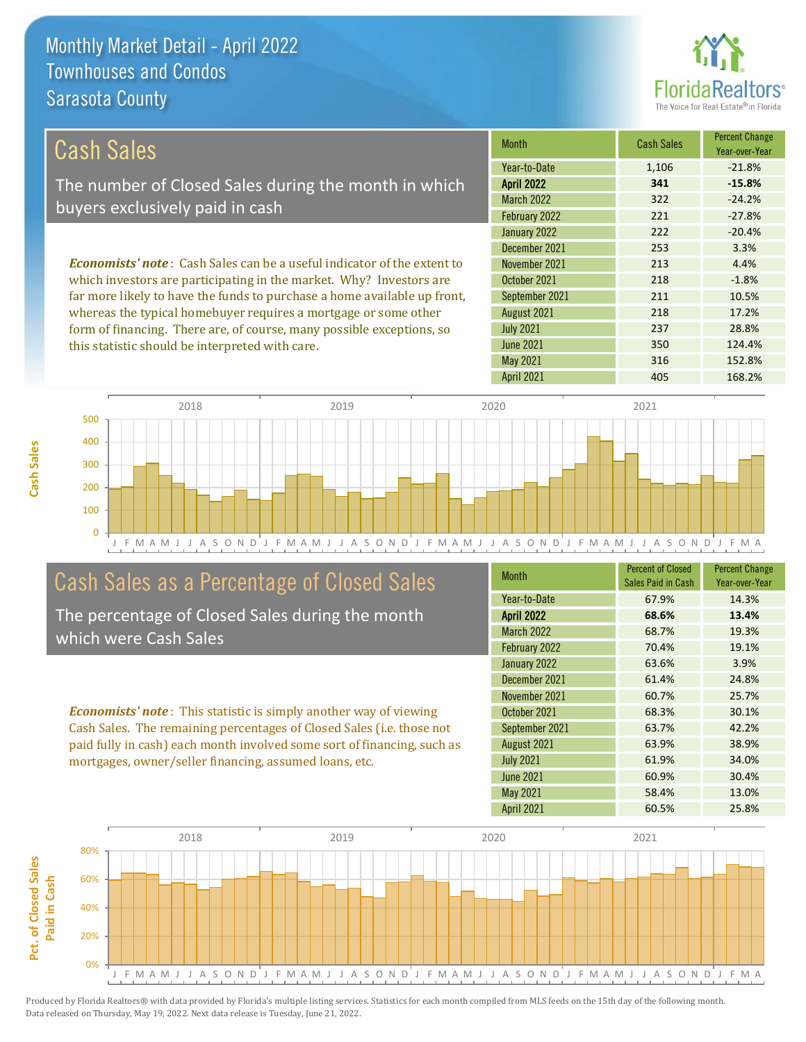# Monthly Market Detail - April 2022
## Townhouses and Condos
## Sarasota County

## Cash Sales

The number of Closed Sales during the month in which buyers exclusively paid in cash

*Economists' note*: Cash Sales can be a useful indicator of the extent to which investors are participating in the market. Why? Investors are far more likely to have the funds to purchase a home available up front, whereas the typical homebuyer requires a mortgage or some other form of financing. There are, of course, many possible exceptions, so this statistic should be interpreted with care.

| Month | Cash Sales | Percent Change Year-over-Year |
|---|---|---|
| Year-to-Date | 1,106 | -21.8% |
| **April 2022** | **341** | **-15.8%** |
| March 2022 | 322 | -24.2% |
| February 2022 | 221 | -27.8% |
| January 2022 | 222 | -20.4% |
| December 2021 | 253 | 3.3% |
| November 2021 | 213 | 4.4% |
| October 2021 | 218 | -1.8% |
| September 2021 | 211 | 10.5% |
| August 2021 | 218 | 17.2% |
| July 2021 | 237 | 28.8% |
| June 2021 | 350 | 124.4% |
| May 2021 | 316 | 152.8% |
| April 2021 | 405 | 168.2% |

## Cash Sales as a Percentage of Closed Sales

The percentage of Closed Sales during the month which were Cash Sales

*Economists' note*: This statistic is simply another way of viewing Cash Sales. The remaining percentages of Closed Sales (i.e. those not paid fully in cash) each month involved some sort of financing, such as mortgages, owner/seller financing, assumed loans, etc.

| Month | Percent of Closed Sales Paid in Cash | Percent Change Year-over-Year |
|---|---|---|
| Year-to-Date | 67.9% | 14.3% |
| **April 2022** | **68.6%** | **13.4%** |
| March 2022 | 68.7% | 19.3% |
| February 2022 | 70.4% | 19.1% |
| January 2022 | 63.6% | 3.9% |
| December 2021 | 61.4% | 24.8% |
| November 2021 | 60.7% | 25.7% |
| October 2021 | 68.3% | 30.1% |
| September 2021 | 63.7% | 42.2% |
| August 2021 | 63.9% | 38.9% |
| July 2021 | 61.9% | 34.0% |
| June 2021 | 60.9% | 30.4% |
| May 2021 | 58.4% | 13.0% |
| April 2021 | 60.5% | 25.8% |

Produced by Florida Realtors® with data provided by Florida's multiple listing services. Statistics for each month compiled from MLS feeds on the 15th day of the following month. Data released on Thursday, May 19, 2022. Next data release is Tuesday, June 21, 2022.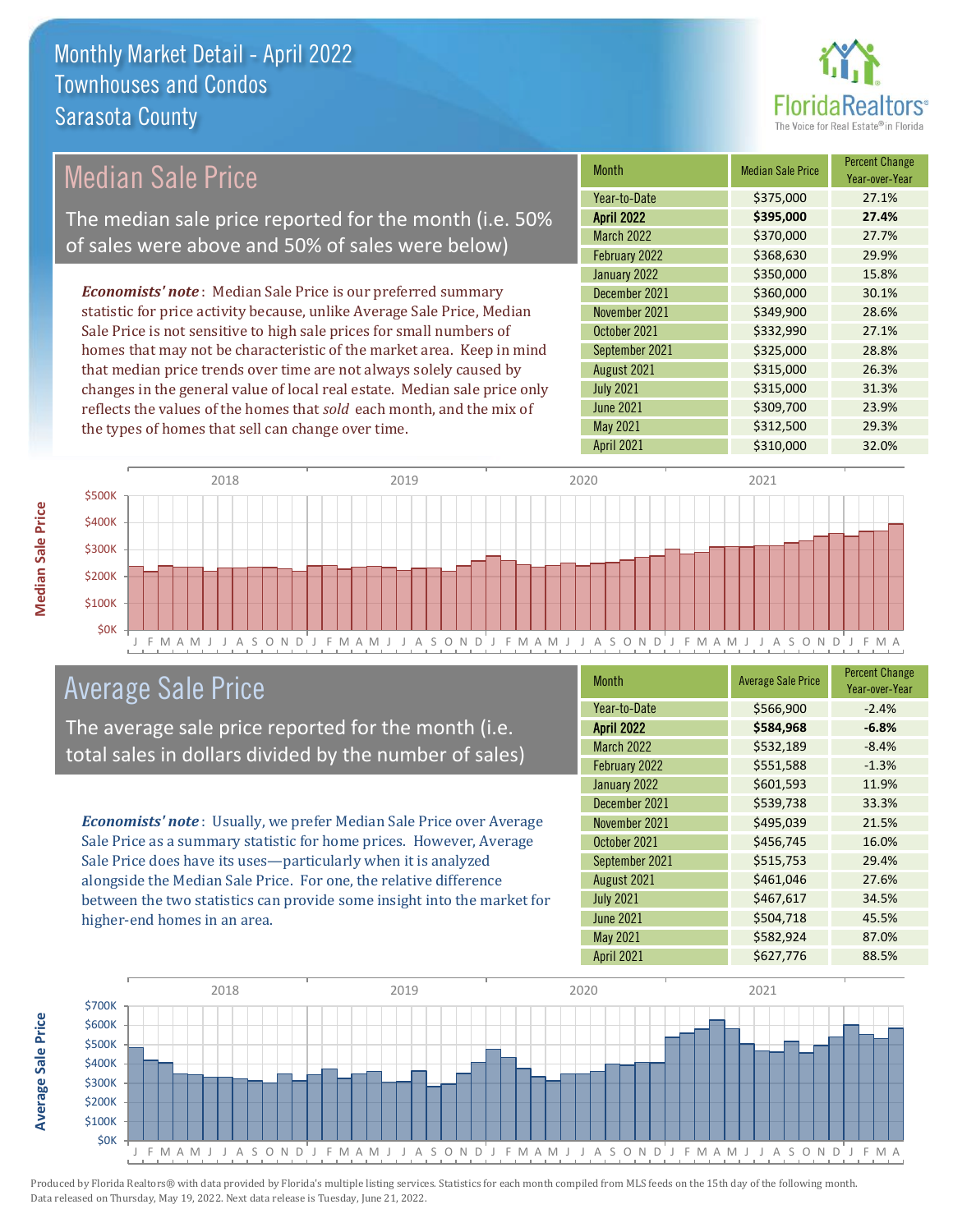# Monthly Market Detail - April 2022
## Townhouses and Condos
## Sarasota County

## Median Sale Price

The median sale price reported for the month (i.e. 50% of sales were above and 50% of sales were below)

*Economists' note*: Median Sale Price is our preferred summary statistic for price activity because, unlike Average Sale Price, Median Sale Price is not sensitive to high sale prices for small numbers of homes that may not be characteristic of the market area. Keep in mind that median price trends over time are not always solely caused by changes in the general value of local real estate. Median sale price only reflects the values of the homes that *sold* each month, and the mix of the types of homes that sell can change over time.

| Month | Median Sale Price | Percent Change Year-over-Year |
|---|---|---|
| Year-to-Date | $375,000 | 27.1% |
| **April 2022** | **$395,000** | **27.4%** |
| March 2022 | $370,000 | 27.7% |
| February 2022 | $368,630 | 29.9% |
| January 2022 | $350,000 | 15.8% |
| December 2021 | $360,000 | 30.1% |
| November 2021 | $349,900 | 28.6% |
| October 2021 | $332,990 | 27.1% |
| September 2021 | $325,000 | 28.8% |
| August 2021 | $315,000 | 26.3% |
| July 2021 | $315,000 | 31.3% |
| June 2021 | $309,700 | 23.9% |
| May 2021 | $312,500 | 29.3% |
| April 2021 | $310,000 | 32.0% |

## Average Sale Price

The average sale price reported for the month (i.e. total sales in dollars divided by the number of sales)

*Economists' note*: Usually, we prefer Median Sale Price over Average Sale Price as a summary statistic for home prices. However, Average Sale Price does have its uses—particularly when it is analyzed alongside the Median Sale Price. For one, the relative difference between the two statistics can provide some insight into the market for higher-end homes in an area.

| Month | Average Sale Price | Percent Change Year-over-Year |
|---|---|---|
| Year-to-Date | $566,900 | -2.4% |
| **April 2022** | **$584,968** | **-6.8%** |
| March 2022 | $532,189 | -8.4% |
| February 2022 | $551,588 | -1.3% |
| January 2022 | $601,593 | 11.9% |
| December 2021 | $539,738 | 33.3% |
| November 2021 | $495,039 | 21.5% |
| October 2021 | $456,745 | 16.0% |
| September 2021 | $515,753 | 29.4% |
| August 2021 | $461,046 | 27.6% |
| July 2021 | $467,617 | 34.5% |
| June 2021 | $504,718 | 45.5% |
| May 2021 | $582,924 | 87.0% |
| April 2021 | $627,776 | 88.5% |

Produced by Florida Realtors® with data provided by Florida's multiple listing services. Statistics for each month compiled from MLS feeds on the 15th day of the following month. Data released on Thursday, May 19, 2022. Next data release is Tuesday, June 21, 2022.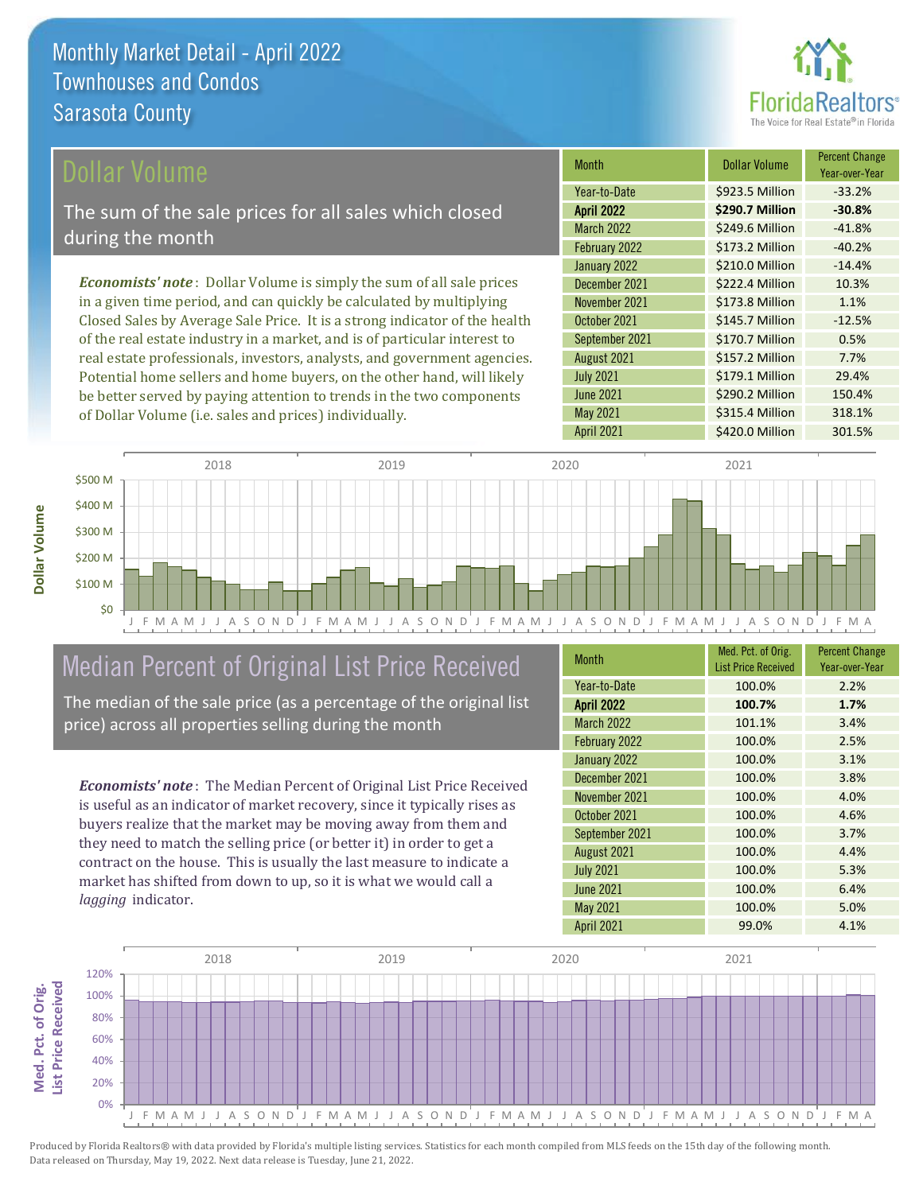Monthly Market Detail - April 2022
Townhouses and Condos
Sarasota County

## Dollar Volume

The sum of the sale prices for all sales which closed during the month

*Economists' note*: Dollar Volume is simply the sum of all sale prices in a given time period, and can quickly be calculated by multiplying Closed Sales by Average Sale Price. It is a strong indicator of the health of the real estate industry in a market, and is of particular interest to real estate professionals, investors, analysts, and government agencies. Potential home sellers and home buyers, on the other hand, will likely be better served by paying attention to trends in the two components of Dollar Volume (i.e. sales and prices) individually.

| Month | Dollar Volume | Percent Change Year-over-Year |
|---|---|---|
| Year-to-Date | $923.5 Million | -33.2% |
| **April 2022** | **$290.7 Million** | **-30.8%** |
| March 2022 | $249.6 Million | -41.8% |
| February 2022 | $173.2 Million | -40.2% |
| January 2022 | $210.0 Million | -14.4% |
| December 2021 | $222.4 Million | 10.3% |
| November 2021 | $173.8 Million | 1.1% |
| October 2021 | $145.7 Million | -12.5% |
| September 2021 | $170.7 Million | 0.5% |
| August 2021 | $157.2 Million | 7.7% |
| July 2021 | $179.1 Million | 29.4% |
| June 2021 | $290.2 Million | 150.4% |
| May 2021 | $315.4 Million | 318.1% |
| April 2021 | $420.0 Million | 301.5% |

## Median Percent of Original List Price Received

The median of the sale price (as a percentage of the original list price) across all properties selling during the month

*Economists' note*: The Median Percent of Original List Price Received is useful as an indicator of market recovery, since it typically rises as buyers realize that the market may be moving away from them and they need to match the selling price (or better it) in order to get a contract on the house. This is usually the last measure to indicate a market has shifted from down to up, so it is what we would call a *lagging* indicator.

| Month | Med. Pct. of Orig. List Price Received | Percent Change Year-over-Year |
|---|---|---|
| Year-to-Date | 100.0% | 2.2% |
| **April 2022** | **100.7%** | **1.7%** |
| March 2022 | 101.1% | 3.4% |
| February 2022 | 100.0% | 2.5% |
| January 2022 | 100.0% | 3.1% |
| December 2021 | 100.0% | 3.8% |
| November 2021 | 100.0% | 4.0% |
| October 2021 | 100.0% | 4.6% |
| September 2021 | 100.0% | 3.7% |
| August 2021 | 100.0% | 4.4% |
| July 2021 | 100.0% | 5.3% |
| June 2021 | 100.0% | 6.4% |
| May 2021 | 100.0% | 5.0% |
| April 2021 | 99.0% | 4.1% |

Produced by Florida Realtors® with data provided by Florida's multiple listing services. Statistics for each month compiled from MLS feeds on the 15th day of the following month. Data released on Thursday, May 19, 2022. Next data release is Tuesday, June 21, 2022.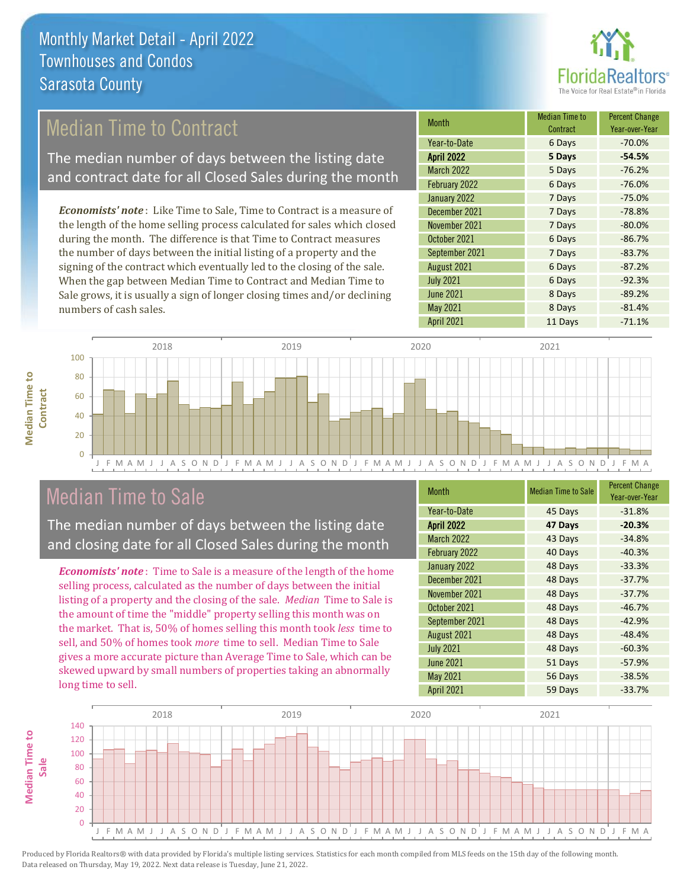# Monthly Market Detail - April 2022
## Townhouses and Condos
## Sarasota County

FloridaRealtors® The Voice for Real Estate® in Florida

## Median Time to Contract

The median number of days between the listing date and contract date for all Closed Sales during the month

*Economists' note*: Like Time to Sale, Time to Contract is a measure of the length of the home selling process calculated for sales which closed during the month. The difference is that Time to Contract measures the number of days between the initial listing of a property and the signing of the contract which eventually led to the closing of the sale. When the gap between Median Time to Contract and Median Time to Sale grows, it is usually a sign of longer closing times and/or declining numbers of cash sales.

| Month | Median Time to Contract | Percent Change Year-over-Year |
|---|---|---|
| Year-to-Date | 6 Days | -70.0% |
| **April 2022** | **5 Days** | **-54.5%** |
| March 2022 | 5 Days | -76.2% |
| February 2022 | 6 Days | -76.0% |
| January 2022 | 7 Days | -75.0% |
| December 2021 | 7 Days | -78.8% |
| November 2021 | 7 Days | -80.0% |
| October 2021 | 6 Days | -86.7% |
| September 2021 | 7 Days | -83.7% |
| August 2021 | 6 Days | -87.2% |
| July 2021 | 6 Days | -92.3% |
| June 2021 | 8 Days | -89.2% |
| May 2021 | 8 Days | -81.4% |
| April 2021 | 11 Days | -71.1% |

## Median Time to Sale

The median number of days between the listing date and closing date for all Closed Sales during the month

*Economists' note*: Time to Sale is a measure of the length of the home selling process, calculated as the number of days between the initial listing of a property and the closing of the sale. *Median* Time to Sale is the amount of time the "middle" property selling this month was on the market. That is, 50% of homes selling this month took *less* time to sell, and 50% of homes took *more* time to sell. Median Time to Sale gives a more accurate picture than Average Time to Sale, which can be skewed upward by small numbers of properties taking an abnormally long time to sell.

| Month | Median Time to Sale | Percent Change Year-over-Year |
|---|---|---|
| Year-to-Date | 45 Days | -31.8% |
| **April 2022** | **47 Days** | **-20.3%** |
| March 2022 | 43 Days | -34.8% |
| February 2022 | 40 Days | -40.3% |
| January 2022 | 48 Days | -33.3% |
| December 2021 | 48 Days | -37.7% |
| November 2021 | 48 Days | -37.7% |
| October 2021 | 48 Days | -46.7% |
| September 2021 | 48 Days | -42.9% |
| August 2021 | 48 Days | -48.4% |
| July 2021 | 48 Days | -60.3% |
| June 2021 | 51 Days | -57.9% |
| May 2021 | 56 Days | -38.5% |
| April 2021 | 59 Days | -33.7% |

Produced by Florida Realtors® with data provided by Florida's multiple listing services. Statistics for each month compiled from MLS feeds on the 15th day of the following month. Data released on Thursday, May 19, 2022. Next data release is Tuesday, June 21, 2022.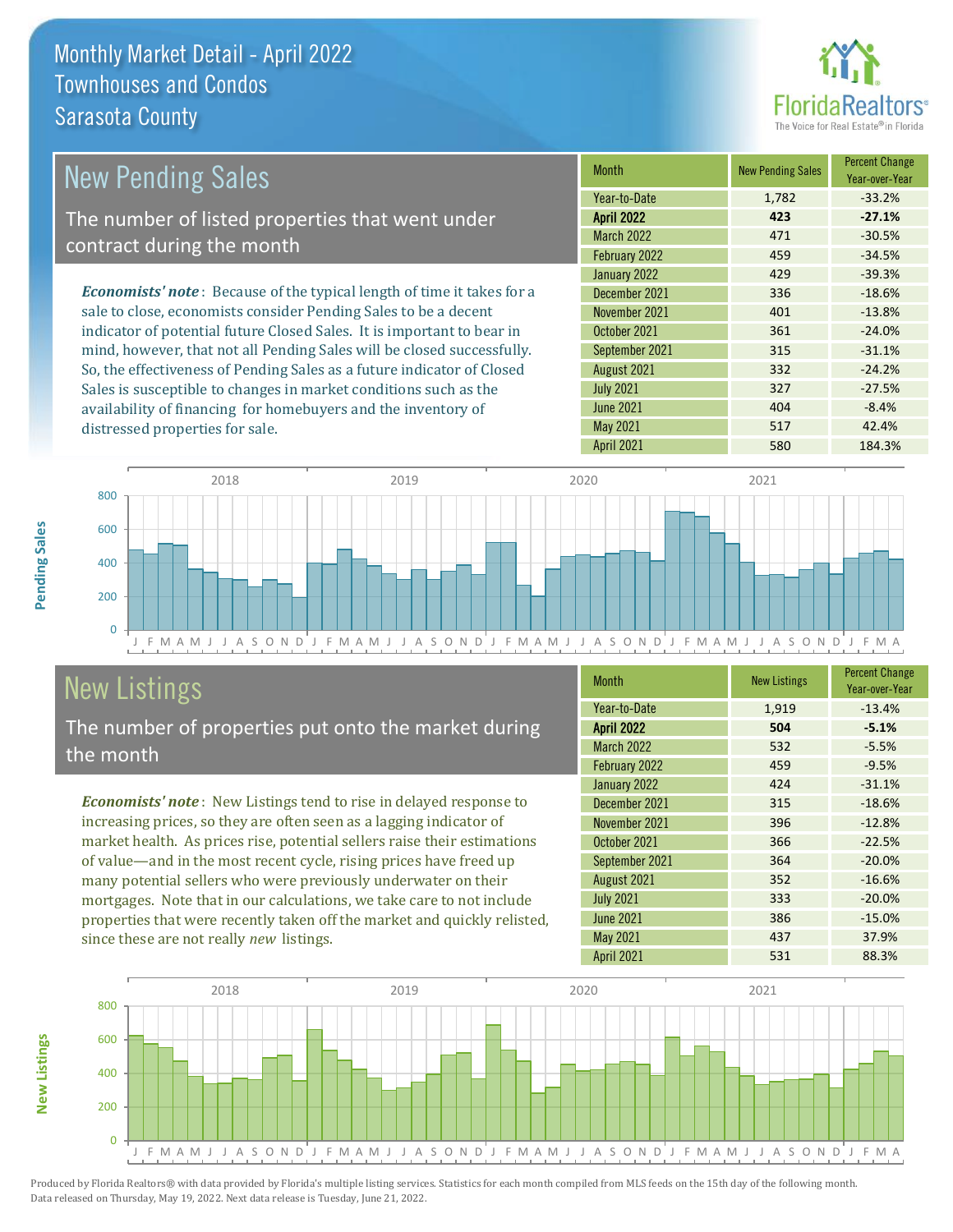# Monthly Market Detail - April 2022
## Townhouses and Condos
## Sarasota County

## New Pending Sales

The number of listed properties that went under contract during the month

*Economists' note*: Because of the typical length of time it takes for a sale to close, economists consider Pending Sales to be a decent indicator of potential future Closed Sales. It is important to bear in mind, however, that not all Pending Sales will be closed successfully. So, the effectiveness of Pending Sales as a future indicator of Closed Sales is susceptible to changes in market conditions such as the availability of financing for homebuyers and the inventory of distressed properties for sale.

| Month | New Pending Sales | Percent Change Year-over-Year |
|---|---|---|
| Year-to-Date | 1,782 | -33.2% |
| **April 2022** | **423** | **-27.1%** |
| March 2022 | 471 | -30.5% |
| February 2022 | 459 | -34.5% |
| January 2022 | 429 | -39.3% |
| December 2021 | 336 | -18.6% |
| November 2021 | 401 | -13.8% |
| October 2021 | 361 | -24.0% |
| September 2021 | 315 | -31.1% |
| August 2021 | 332 | -24.2% |
| July 2021 | 327 | -27.5% |
| June 2021 | 404 | -8.4% |
| May 2021 | 517 | 42.4% |
| April 2021 | 580 | 184.3% |

## New Listings

The number of properties put onto the market during the month

*Economists' note*: New Listings tend to rise in delayed response to increasing prices, so they are often seen as a lagging indicator of market health. As prices rise, potential sellers raise their estimations of value—and in the most recent cycle, rising prices have freed up many potential sellers who were previously underwater on their mortgages. Note that in our calculations, we take care to not include properties that were recently taken off the market and quickly relisted, since these are not really *new* listings.

| Month | New Listings | Percent Change Year-over-Year |
|---|---|---|
| Year-to-Date | 1,919 | -13.4% |
| **April 2022** | **504** | **-5.1%** |
| March 2022 | 532 | -5.5% |
| February 2022 | 459 | -9.5% |
| January 2022 | 424 | -31.1% |
| December 2021 | 315 | -18.6% |
| November 2021 | 396 | -12.8% |
| October 2021 | 366 | -22.5% |
| September 2021 | 364 | -20.0% |
| August 2021 | 352 | -16.6% |
| July 2021 | 333 | -20.0% |
| June 2021 | 386 | -15.0% |
| May 2021 | 437 | 37.9% |
| April 2021 | 531 | 88.3% |

Produced by Florida Realtors® with data provided by Florida's multiple listing services. Statistics for each month compiled from MLS feeds on the 15th day of the following month. Data released on Thursday, May 19, 2022. Next data release is Tuesday, June 21, 2022.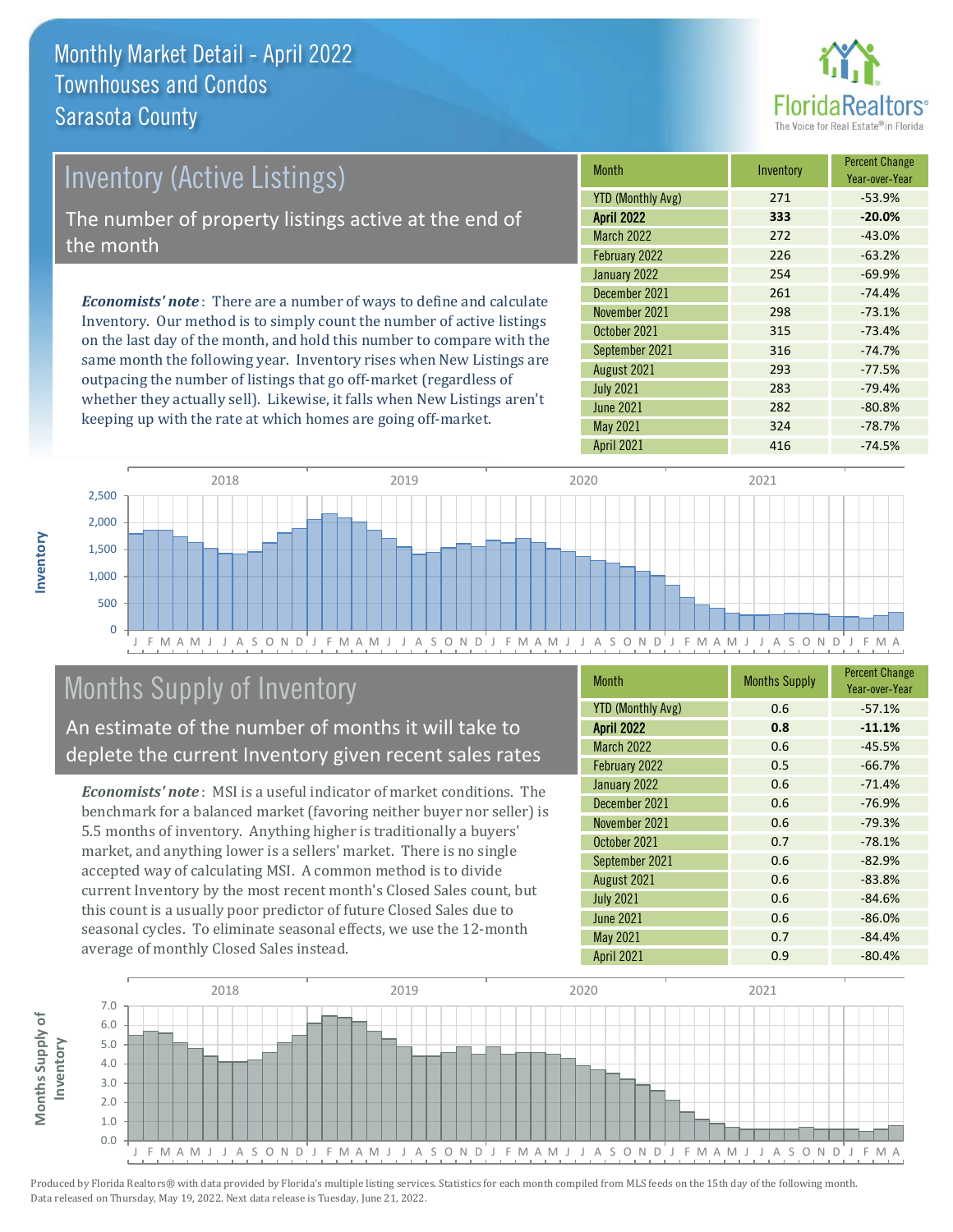# Monthly Market Detail - April 2022
## Townhouses and Condos
## Sarasota County

## Inventory (Active Listings)

The number of property listings active at the end of the month

***Economists' note***: There are a number of ways to define and calculate Inventory. Our method is to simply count the number of active listings on the last day of the month, and hold this number to compare with the same month the following year. Inventory rises when New Listings are outpacing the number of listings that go off-market (regardless of whether they actually sell). Likewise, it falls when New Listings aren't keeping up with the rate at which homes are going off-market.

| Month | Inventory | Percent Change Year-over-Year |
|---|---|---|
| YTD (Monthly Avg) | 271 | -53.9% |
| **April 2022** | **333** | **-20.0%** |
| March 2022 | 272 | -43.0% |
| February 2022 | 226 | -63.2% |
| January 2022 | 254 | -69.9% |
| December 2021 | 261 | -74.4% |
| November 2021 | 298 | -73.1% |
| October 2021 | 315 | -73.4% |
| September 2021 | 316 | -74.7% |
| August 2021 | 293 | -77.5% |
| July 2021 | 283 | -79.4% |
| June 2021 | 282 | -80.8% |
| May 2021 | 324 | -78.7% |
| April 2021 | 416 | -74.5% |

## Months Supply of Inventory

An estimate of the number of months it will take to deplete the current Inventory given recent sales rates

***Economists' note***: MSI is a useful indicator of market conditions. The benchmark for a balanced market (favoring neither buyer nor seller) is 5.5 months of inventory. Anything higher is traditionally a buyers' market, and anything lower is a sellers' market. There is no single accepted way of calculating MSI. A common method is to divide current Inventory by the most recent month's Closed Sales count, but this count is a usually poor predictor of future Closed Sales due to seasonal cycles. To eliminate seasonal effects, we use the 12-month average of monthly Closed Sales instead.

| Month | Months Supply | Percent Change Year-over-Year |
|---|---|---|
| YTD (Monthly Avg) | 0.6 | -57.1% |
| **April 2022** | **0.8** | **-11.1%** |
| March 2022 | 0.6 | -45.5% |
| February 2022 | 0.5 | -66.7% |
| January 2022 | 0.6 | -71.4% |
| December 2021 | 0.6 | -76.9% |
| November 2021 | 0.6 | -79.3% |
| October 2021 | 0.7 | -78.1% |
| September 2021 | 0.6 | -82.9% |
| August 2021 | 0.6 | -83.8% |
| July 2021 | 0.6 | -84.6% |
| June 2021 | 0.6 | -86.0% |
| May 2021 | 0.7 | -84.4% |
| April 2021 | 0.9 | -80.4% |

Produced by Florida Realtors® with data provided by Florida's multiple listing services. Statistics for each month compiled from MLS feeds on the 15th day of the following month. Data released on Thursday, May 19, 2022. Next data release is Tuesday, June 21, 2022.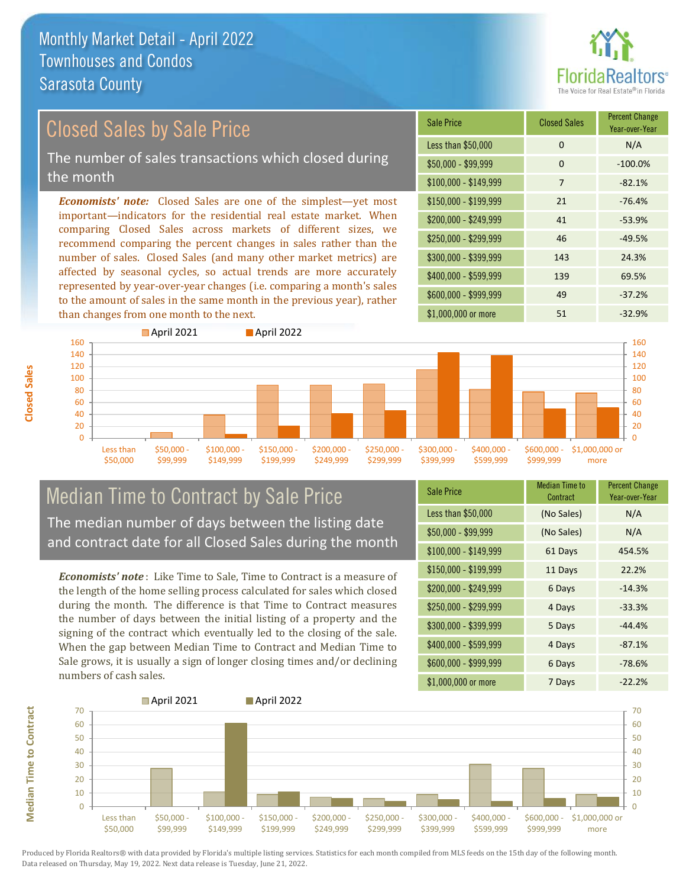# Monthly Market Detail - April 2022
## Townhouses and Condos
## Sarasota County

## Closed Sales by Sale Price

The number of sales transactions which closed during the month

*Economists' note:* Closed Sales are one of the simplest—yet most important—indicators for the residential real estate market. When comparing Closed Sales across markets of different sizes, we recommend comparing the percent changes in sales rather than the number of sales. Closed Sales (and many other market metrics) are affected by seasonal cycles, so actual trends are more accurately represented by year-over-year changes (i.e. comparing a month's sales to the amount of sales in the same month in the previous year), rather than changes from one month to the next.

| Sale Price | Closed Sales | Percent Change Year-over-Year |
|---|---|---|
| Less than $50,000 | 0 | N/A |
| $50,000 - $99,999 | 0 | -100.0% |
| $100,000 - $149,999 | 7 | -82.1% |
| $150,000 - $199,999 | 21 | -76.4% |
| $200,000 - $249,999 | 41 | -53.9% |
| $250,000 - $299,999 | 46 | -49.5% |
| $300,000 - $399,999 | 143 | 24.3% |
| $400,000 - $599,999 | 139 | 69.5% |
| $600,000 - $999,999 | 49 | -37.2% |
| $1,000,000 or more | 51 | -32.9% |

## Median Time to Contract by Sale Price

The median number of days between the listing date and contract date for all Closed Sales during the month

*Economists' note*: Like Time to Sale, Time to Contract is a measure of the length of the home selling process calculated for sales which closed during the month. The difference is that Time to Contract measures the number of days between the initial listing of a property and the signing of the contract which eventually led to the closing of the sale. When the gap between Median Time to Contract and Median Time to Sale grows, it is usually a sign of longer closing times and/or declining numbers of cash sales.

| Sale Price | Median Time to Contract | Percent Change Year-over-Year |
|---|---|---|
| Less than $50,000 | (No Sales) | N/A |
| $50,000 - $99,999 | (No Sales) | N/A |
| $100,000 - $149,999 | 61 Days | 454.5% |
| $150,000 - $199,999 | 11 Days | 22.2% |
| $200,000 - $249,999 | 6 Days | -14.3% |
| $250,000 - $299,999 | 4 Days | -33.3% |
| $300,000 - $399,999 | 5 Days | -44.4% |
| $400,000 - $599,999 | 4 Days | -87.1% |
| $600,000 - $999,999 | 6 Days | -78.6% |
| $1,000,000 or more | 7 Days | -22.2% |

Produced by Florida Realtors® with data provided by Florida's multiple listing services. Statistics for each month compiled from MLS feeds on the 15th day of the following month. Data released on Thursday, May 19, 2022. Next data release is Tuesday, June 21, 2022.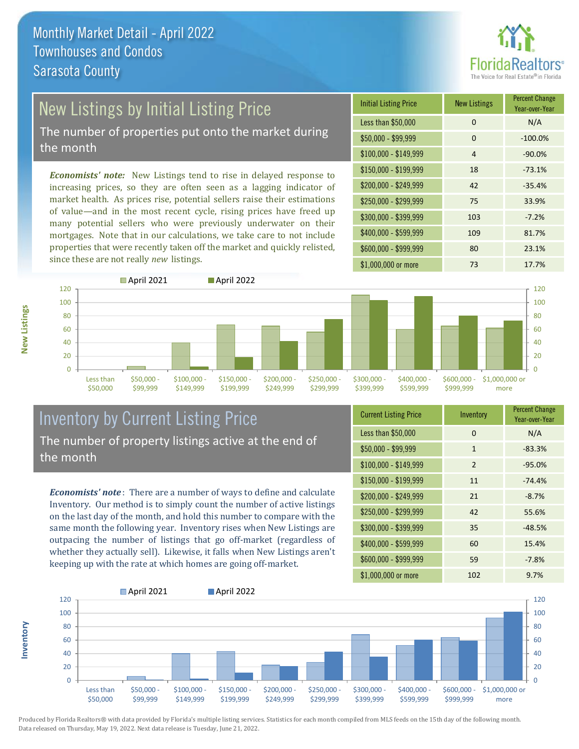Monthly Market Detail - April 2022
Townhouses and Condos
Sarasota County

## New Listings by Initial Listing Price

The number of properties put onto the market during the month

*Economists' note:* New Listings tend to rise in delayed response to increasing prices, so they are often seen as a lagging indicator of market health. As prices rise, potential sellers raise their estimations of value—and in the most recent cycle, rising prices have freed up many potential sellers who were previously underwater on their mortgages. Note that in our calculations, we take care to not include properties that were recently taken off the market and quickly relisted, since these are not really *new* listings.

| Initial Listing Price | New Listings | Percent Change Year-over-Year |
|---|---|---|
| Less than $50,000 | 0 | N/A |
| $50,000 - $99,999 | 0 | -100.0% |
| $100,000 - $149,999 | 4 | -90.0% |
| $150,000 - $199,999 | 18 | -73.1% |
| $200,000 - $249,999 | 42 | -35.4% |
| $250,000 - $299,999 | 75 | 33.9% |
| $300,000 - $399,999 | 103 | -7.2% |
| $400,000 - $599,999 | 109 | 81.7% |
| $600,000 - $999,999 | 80 | 23.1% |
| $1,000,000 or more | 73 | 17.7% |

## Inventory by Current Listing Price

The number of property listings active at the end of the month

*Economists' note*: There are a number of ways to define and calculate Inventory. Our method is to simply count the number of active listings on the last day of the month, and hold this number to compare with the same month the following year. Inventory rises when New Listings are outpacing the number of listings that go off-market (regardless of whether they actually sell). Likewise, it falls when New Listings aren't keeping up with the rate at which homes are going off-market.

| Current Listing Price | Inventory | Percent Change Year-over-Year |
|---|---|---|
| Less than $50,000 | 0 | N/A |
| $50,000 - $99,999 | 1 | -83.3% |
| $100,000 - $149,999 | 2 | -95.0% |
| $150,000 - $199,999 | 11 | -74.4% |
| $200,000 - $249,999 | 21 | -8.7% |
| $250,000 - $299,999 | 42 | 55.6% |
| $300,000 - $399,999 | 35 | -48.5% |
| $400,000 - $599,999 | 60 | 15.4% |
| $600,000 - $999,999 | 59 | -7.8% |
| $1,000,000 or more | 102 | 9.7% |

Produced by Florida Realtors® with data provided by Florida's multiple listing services. Statistics for each month compiled from MLS feeds on the 15th day of the following month. Data released on Thursday, May 19, 2022. Next data release is Tuesday, June 21, 2022.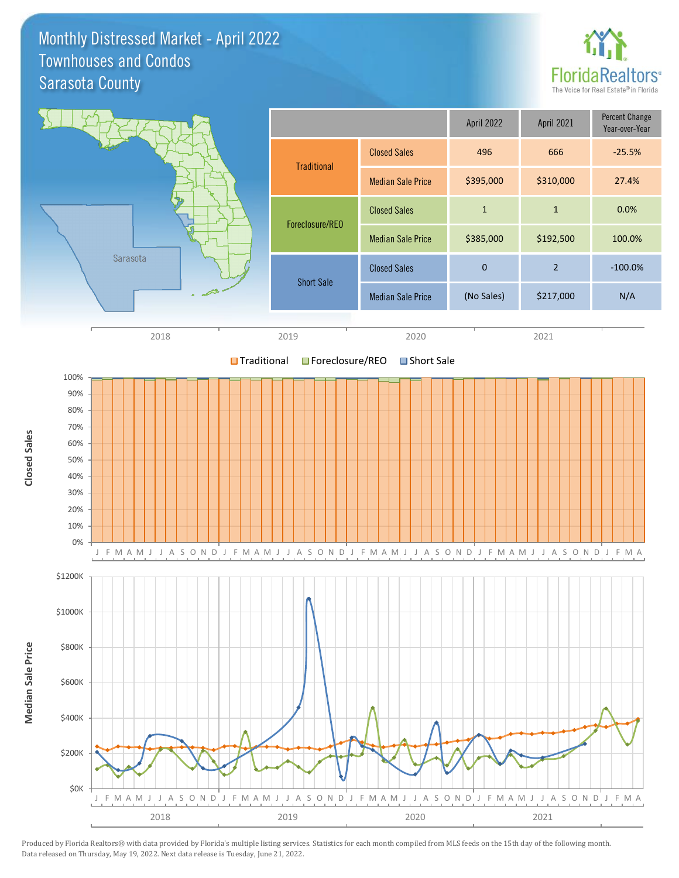# Monthly Distressed Market - April 2022
## Townhouses and Condos
## Sarasota County

FloridaRealtors®
The Voice for Real Estate® in Florida

Sarasota

| | | April 2022 | April 2021 | Percent Change Year-over-Year |
|---|---|---|---|---|
| Traditional | Closed Sales | 496 | 666 | -25.5% |
| | Median Sale Price | $395,000 | $310,000 | 27.4% |
| Foreclosure/REO | Closed Sales | 1 | 1 | 0.0% |
| | Median Sale Price | $385,000 | $192,500 | 100.0% |
| Short Sale | Closed Sales | 0 | 2 | -100.0% |
| | Median Sale Price | (No Sales) | $217,000 | N/A |

2018 2019 2020 2021

Traditional Foreclosure/REO Short Sale

Closed Sales

100% 90% 80% 70% 60% 50% 40% 30% 20% 10% 0%

J F M A M J J A S O N D J F M A M J J A S O N D J F M A M J J A S O N D J F M A M J J A S O N D J F M A

Median Sale Price

$1200K $1000K $800K $600K $400K $200K $0K

J F M A M J J A S O N D J F M A M J J A S O N D J F M A M J J A S O N D J F M A M J J A S O N D J F M A

2018 2019 2020 2021

Produced by Florida Realtors® with data provided by Florida's multiple listing services. Statistics for each month compiled from MLS feeds on the 15th day of the following month. Data released on Thursday, May 19, 2022. Next data release is Tuesday, June 21, 2022.